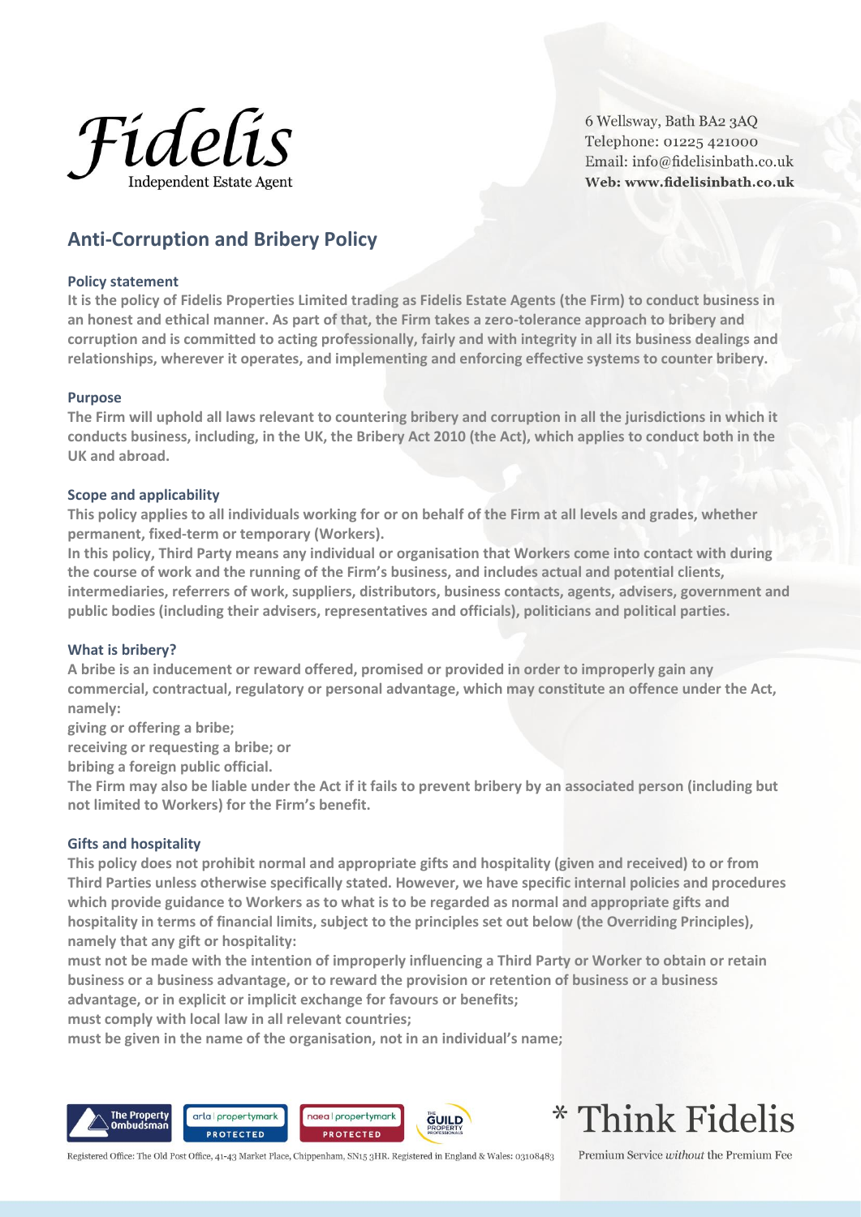Fidelis
Independent Estate Agent

6 Wellsway, Bath BA2 3AQ
Telephone: 01225 421000
Email: info@fidelisinbath.co.uk
Web: www.fidelisinbath.co.uk

## Anti-Corruption and Bribery Policy

### Policy statement

**It is the policy of Fidelis Properties Limited trading as Fidelis Estate Agents (the Firm) to conduct business in an honest and ethical manner. As part of that, the Firm takes a zero-tolerance approach to bribery and corruption and is committed to acting professionally, fairly and with integrity in all its business dealings and relationships, wherever it operates, and implementing and enforcing effective systems to counter bribery.**

### Purpose

**The Firm will uphold all laws relevant to countering bribery and corruption in all the jurisdictions in which it conducts business, including, in the UK, the Bribery Act 2010 (the Act), which applies to conduct both in the UK and abroad.**

### Scope and applicability

**This policy applies to all individuals working for or on behalf of the Firm at all levels and grades, whether permanent, fixed-term or temporary (Workers).**

**In this policy, Third Party means any individual or organisation that Workers come into contact with during the course of work and the running of the Firm's business, and includes actual and potential clients, intermediaries, referrers of work, suppliers, distributors, business contacts, agents, advisers, government and public bodies (including their advisers, representatives and officials), politicians and political parties.**

### What is bribery?

**A bribe is an inducement or reward offered, promised or provided in order to improperly gain any commercial, contractual, regulatory or personal advantage, which may constitute an offence under the Act, namely:**

**giving or offering a bribe;**

**receiving or requesting a bribe; or**

**bribing a foreign public official.**

**The Firm may also be liable under the Act if it fails to prevent bribery by an associated person (including but not limited to Workers) for the Firm's benefit.**

### Gifts and hospitality

**This policy does not prohibit normal and appropriate gifts and hospitality (given and received) to or from Third Parties unless otherwise specifically stated. However, we have specific internal policies and procedures which provide guidance to Workers as to what is to be regarded as normal and appropriate gifts and hospitality in terms of financial limits, subject to the principles set out below (the Overriding Principles), namely that any gift or hospitality:**

**must not be made with the intention of improperly influencing a Third Party or Worker to obtain or retain business or a business advantage, or to reward the provision or retention of business or a business advantage, or in explicit or implicit exchange for favours or benefits;**

**must comply with local law in all relevant countries;**

**must be given in the name of the organisation, not in an individual's name;**

The Property Ombudsman | arla | propertymark PROTECTED | naea | propertymark PROTECTED | The Guild Property Professionals

* Think Fidelis
Premium Service *without* the Premium Fee

Registered Office: The Old Post Office, 41-43 Market Place, Chippenham, SN15 3HR. Registered in England & Wales: 03108483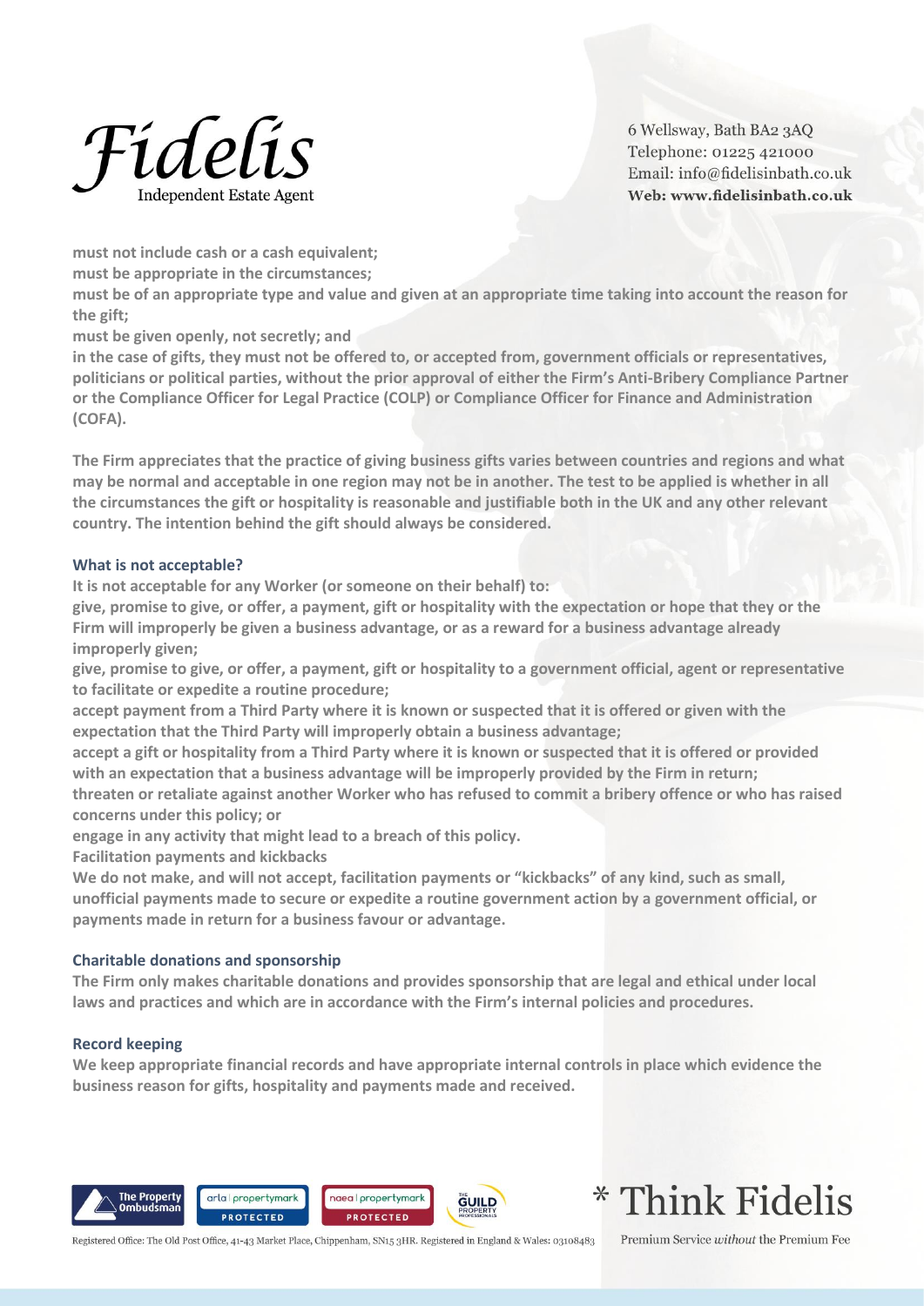must not include cash or a cash equivalent;

must be appropriate in the circumstances;

must be of an appropriate type and value and given at an appropriate time taking into account the reason for the gift;

must be given openly, not secretly; and

in the case of gifts, they must not be offered to, or accepted from, government officials or representatives, politicians or political parties, without the prior approval of either the Firm's Anti-Bribery Compliance Partner or the Compliance Officer for Legal Practice (COLP) or Compliance Officer for Finance and Administration (COFA).

The Firm appreciates that the practice of giving business gifts varies between countries and regions and what may be normal and acceptable in one region may not be in another. The test to be applied is whether in all the circumstances the gift or hospitality is reasonable and justifiable both in the UK and any other relevant country. The intention behind the gift should always be considered.

### What is not acceptable?

It is not acceptable for any Worker (or someone on their behalf) to:

give, promise to give, or offer, a payment, gift or hospitality with the expectation or hope that they or the Firm will improperly be given a business advantage, or as a reward for a business advantage already improperly given;

give, promise to give, or offer, a payment, gift or hospitality to a government official, agent or representative to facilitate or expedite a routine procedure;

accept payment from a Third Party where it is known or suspected that it is offered or given with the expectation that the Third Party will improperly obtain a business advantage;

accept a gift or hospitality from a Third Party where it is known or suspected that it is offered or provided with an expectation that a business advantage will be improperly provided by the Firm in return;

threaten or retaliate against another Worker who has refused to commit a bribery offence or who has raised concerns under this policy; or

engage in any activity that might lead to a breach of this policy.

Facilitation payments and kickbacks

We do not make, and will not accept, facilitation payments or "kickbacks" of any kind, such as small, unofficial payments made to secure or expedite a routine government action by a government official, or payments made in return for a business favour or advantage.

### Charitable donations and sponsorship

The Firm only makes charitable donations and provides sponsorship that are legal and ethical under local laws and practices and which are in accordance with the Firm's internal policies and procedures.

### Record keeping

We keep appropriate financial records and have appropriate internal controls in place which evidence the business reason for gifts, hospitality and payments made and received.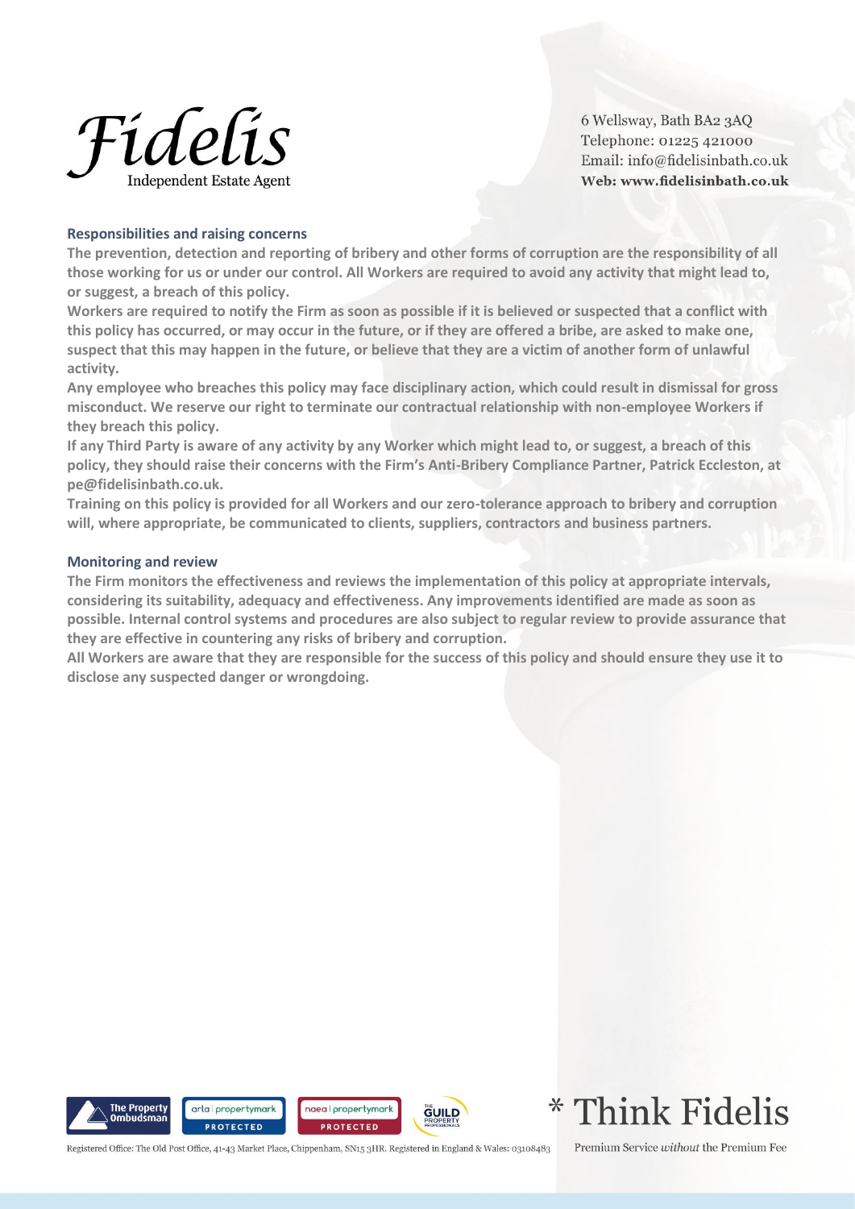## Responsibilities and raising concerns

**The prevention, detection and reporting of bribery and other forms of corruption are the responsibility of all those working for us or under our control. All Workers are required to avoid any activity that might lead to, or suggest, a breach of this policy.**

**Workers are required to notify the Firm as soon as possible if it is believed or suspected that a conflict with this policy has occurred, or may occur in the future, or if they are offered a bribe, are asked to make one, suspect that this may happen in the future, or believe that they are a victim of another form of unlawful activity.**

**Any employee who breaches this policy may face disciplinary action, which could result in dismissal for gross misconduct. We reserve our right to terminate our contractual relationship with non-employee Workers if they breach this policy.**

**If any Third Party is aware of any activity by any Worker which might lead to, or suggest, a breach of this policy, they should raise their concerns with the Firm's Anti-Bribery Compliance Partner, Patrick Eccleston, at pe@fidelisinbath.co.uk.**

**Training on this policy is provided for all Workers and our zero-tolerance approach to bribery and corruption will, where appropriate, be communicated to clients, suppliers, contractors and business partners.**

## Monitoring and review

**The Firm monitors the effectiveness and reviews the implementation of this policy at appropriate intervals, considering its suitability, adequacy and effectiveness. Any improvements identified are made as soon as possible. Internal control systems and procedures are also subject to regular review to provide assurance that they are effective in countering any risks of bribery and corruption.**

**All Workers are aware that they are responsible for the success of this policy and should ensure they use it to disclose any suspected danger or wrongdoing.**